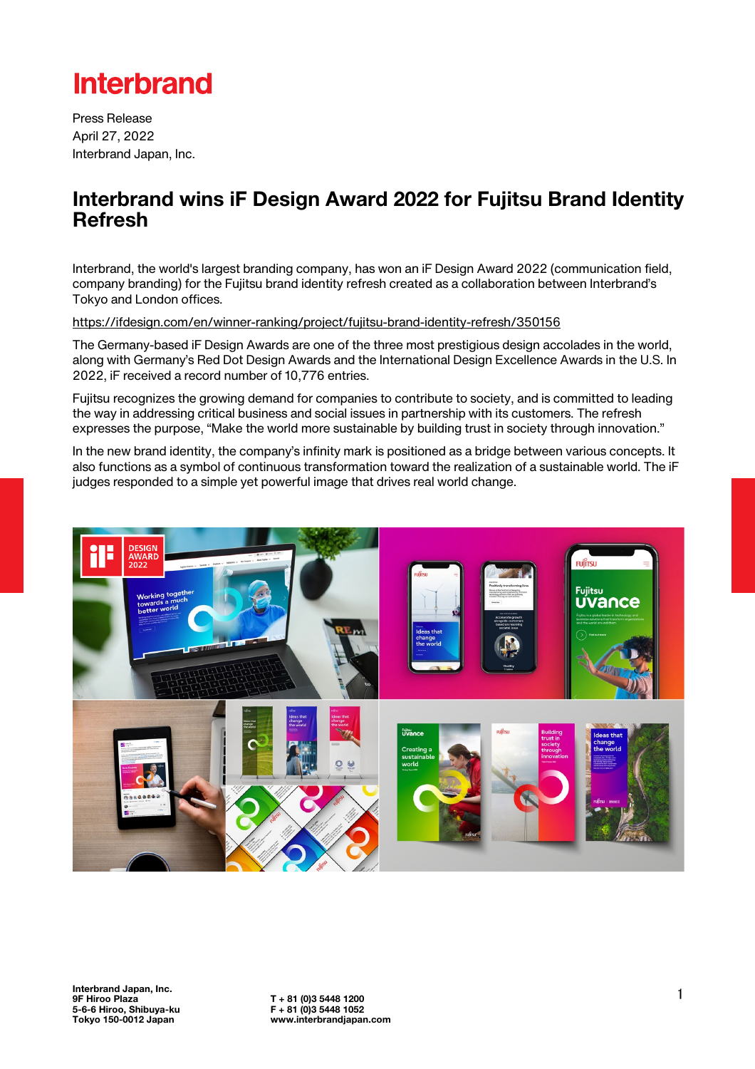Interbrand

Press Release
April 27, 2022
Interbrand Japan, Inc.

# Interbrand wins iF Design Award 2022 for Fujitsu Brand Identity Refresh

Interbrand, the world's largest branding company, has won an iF Design Award 2022 (communication field, company branding) for the Fujitsu brand identity refresh created as a collaboration between Interbrand's Tokyo and London offices.

https://ifdesign.com/en/winner-ranking/project/fujitsu-brand-identity-refresh/350156

The Germany-based iF Design Awards are one of the three most prestigious design accolades in the world, along with Germany's Red Dot Design Awards and the International Design Excellence Awards in the U.S. In 2022, iF received a record number of 10,776 entries.

Fujitsu recognizes the growing demand for companies to contribute to society, and is committed to leading the way in addressing critical business and social issues in partnership with its customers. The refresh expresses the purpose, "Make the world more sustainable by building trust in society through innovation."

In the new brand identity, the company's infinity mark is positioned as a bridge between various concepts. It also functions as a symbol of continuous transformation toward the realization of a sustainable world. The iF judges responded to a simple yet powerful image that drives real world change.

**Interbrand Japan, Inc.**
**9F Hiroo Plaza**
**5-6-6 Hiroo, Shibuya-ku**
**Tokyo 150-0012 Japan**

**T + 81 (0)3 5448 1200**
**F + 81 (0)3 5448 1052**
**www.interbrandjapan.com**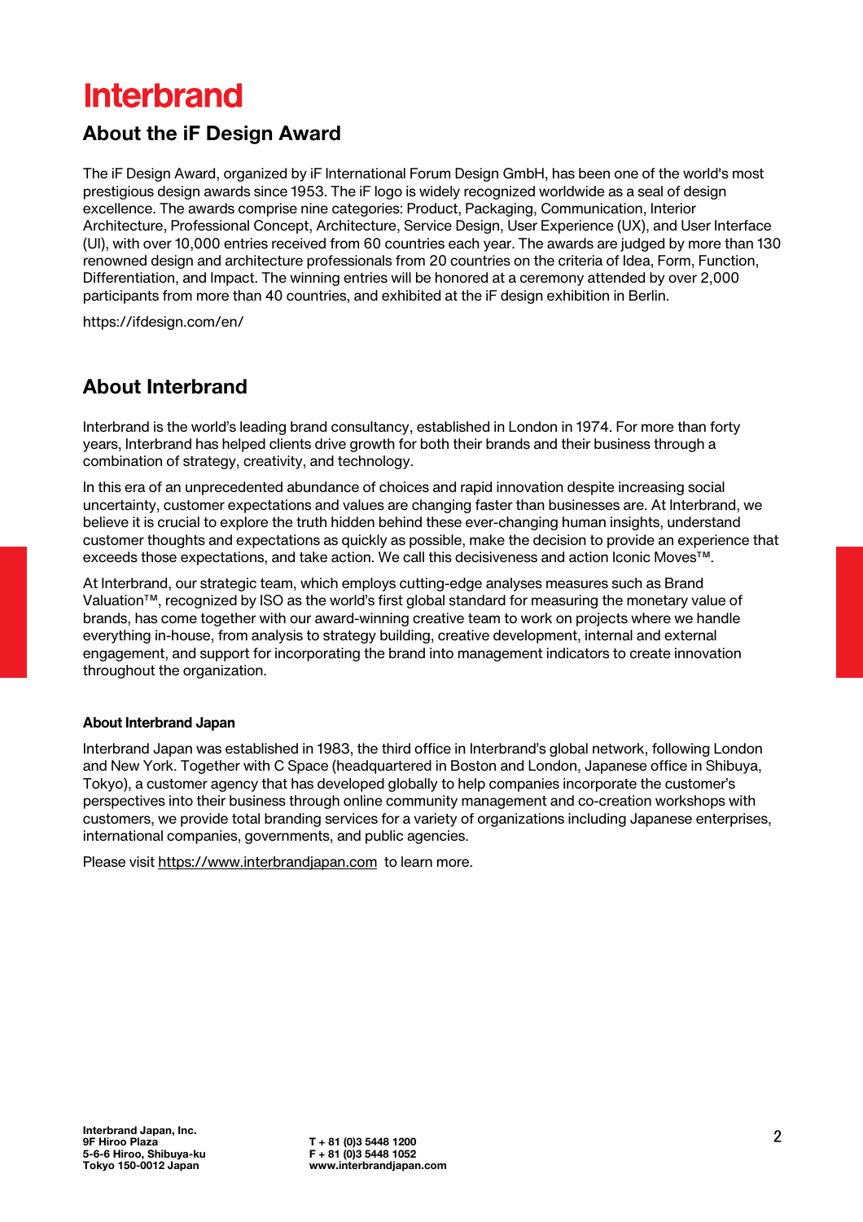# Interbrand

## About the iF Design Award

The iF Design Award, organized by iF International Forum Design GmbH, has been one of the world's most prestigious design awards since 1953. The iF logo is widely recognized worldwide as a seal of design excellence. The awards comprise nine categories: Product, Packaging, Communication, Interior Architecture, Professional Concept, Architecture, Service Design, User Experience (UX), and User Interface (UI), with over 10,000 entries received from 60 countries each year. The awards are judged by more than 130 renowned design and architecture professionals from 20 countries on the criteria of Idea, Form, Function, Differentiation, and Impact. The winning entries will be honored at a ceremony attended by over 2,000 participants from more than 40 countries, and exhibited at the iF design exhibition in Berlin.

https://ifdesign.com/en/

## About Interbrand

Interbrand is the world's leading brand consultancy, established in London in 1974. For more than forty years, Interbrand has helped clients drive growth for both their brands and their business through a combination of strategy, creativity, and technology.

In this era of an unprecedented abundance of choices and rapid innovation despite increasing social uncertainty, customer expectations and values are changing faster than businesses are. At Interbrand, we believe it is crucial to explore the truth hidden behind these ever-changing human insights, understand customer thoughts and expectations as quickly as possible, make the decision to provide an experience that exceeds those expectations, and take action. We call this decisiveness and action Iconic Moves™.

At Interbrand, our strategic team, which employs cutting-edge analyses measures such as Brand Valuation™, recognized by ISO as the world's first global standard for measuring the monetary value of brands, has come together with our award-winning creative team to work on projects where we handle everything in-house, from analysis to strategy building, creative development, internal and external engagement, and support for incorporating the brand into management indicators to create innovation throughout the organization.

**About Interbrand Japan**

Interbrand Japan was established in 1983, the third office in Interbrand's global network, following London and New York. Together with C Space (headquartered in Boston and London, Japanese office in Shibuya, Tokyo), a customer agency that has developed globally to help companies incorporate the customer's perspectives into their business through online community management and co-creation workshops with customers, we provide total branding services for a variety of organizations including Japanese enterprises, international companies, governments, and public agencies.

Please visit https://www.interbrandjapan.com to learn more.

**Interbrand Japan, Inc.**
**9F Hiroo Plaza**
**5-6-6 Hiroo, Shibuya-ku**
**Tokyo 150-0012 Japan**

**T + 81 (0)3 5448 1200**
**F + 81 (0)3 5448 1052**
**www.interbrandjapan.com**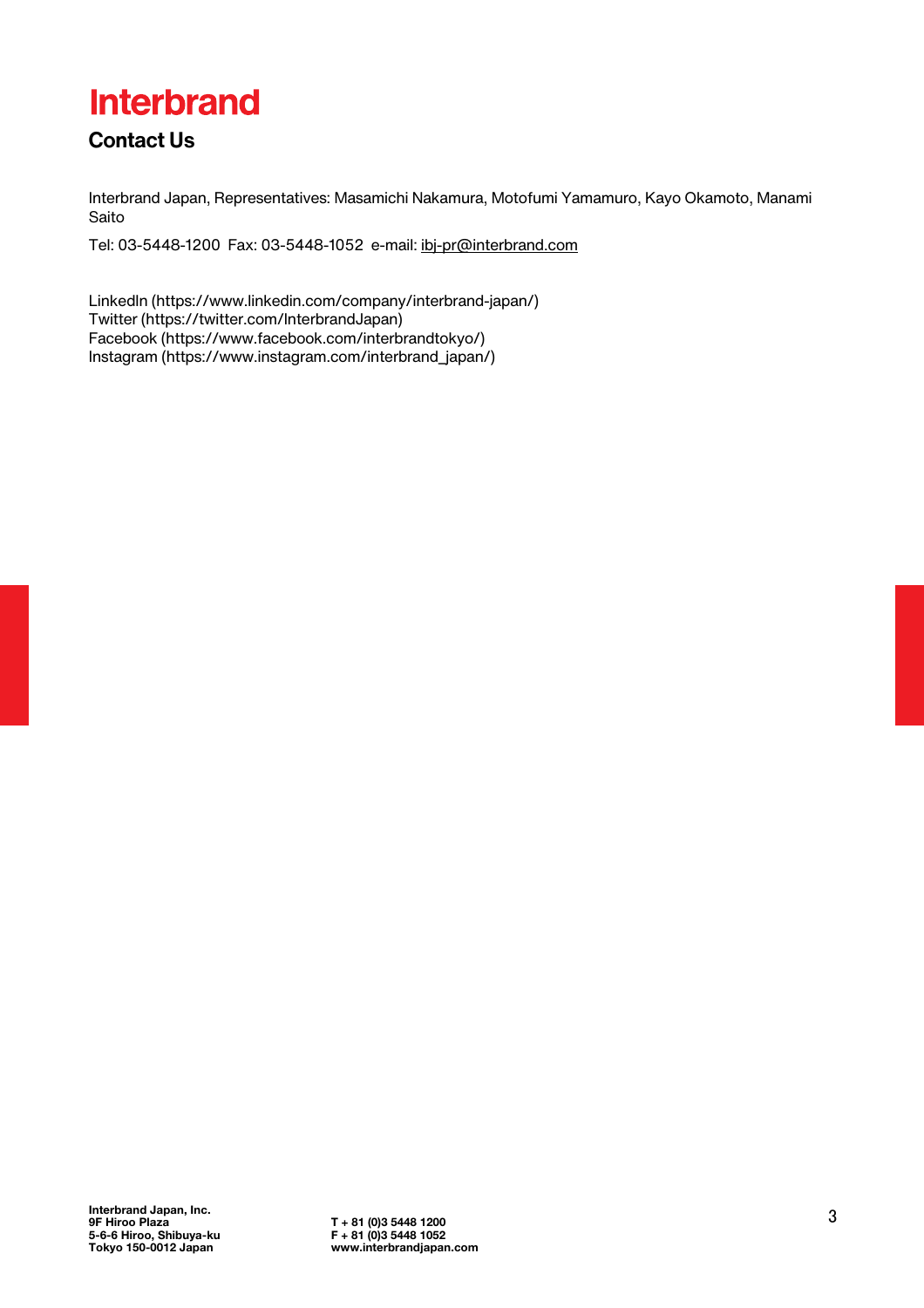# Interbrand

## Contact Us

Interbrand Japan, Representatives: Masamichi Nakamura, Motofumi Yamamuro, Kayo Okamoto, Manami Saito

Tel: 03-5448-1200  Fax: 03-5448-1052  e-mail: ibj-pr@interbrand.com

LinkedIn (https://www.linkedin.com/company/interbrand-japan/)
Twitter (https://twitter.com/InterbrandJapan)
Facebook (https://www.facebook.com/interbrandtokyo/)
Instagram (https://www.instagram.com/interbrand_japan/)

**Interbrand Japan, Inc.**
**9F Hiroo Plaza**
**5-6-6 Hiroo, Shibuya-ku**
**Tokyo 150-0012 Japan**

**T + 81 (0)3 5448 1200**
**F + 81 (0)3 5448 1052**
**www.interbrandjapan.com**